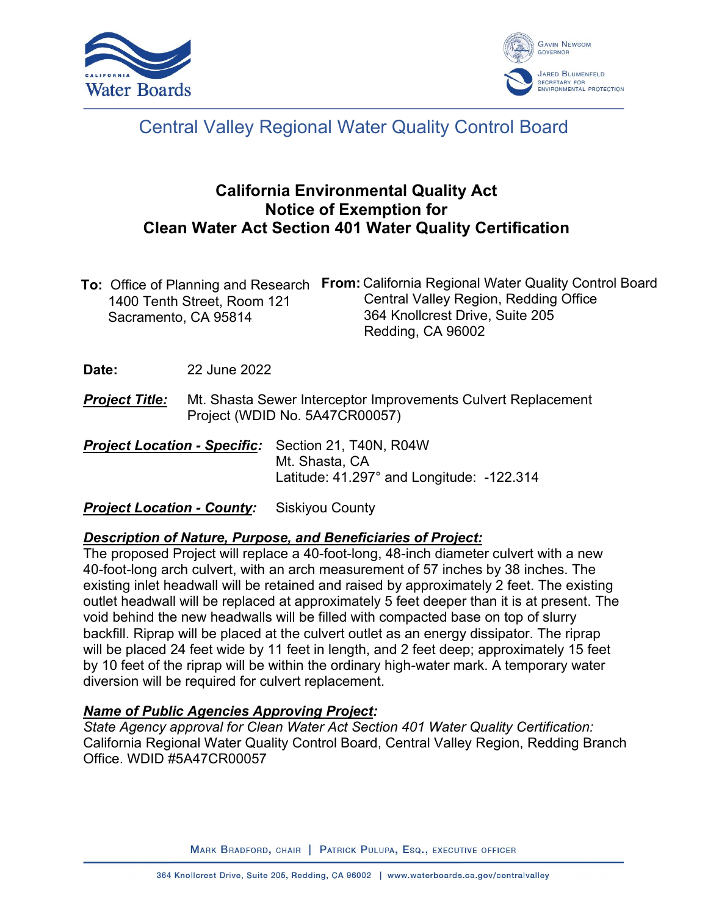Central Valley Regional Water Quality Control Board

# California Environmental Quality Act Notice of Exemption for Clean Water Act Section 401 Water Quality Certification

**To:** Office of Planning and Research
1400 Tenth Street, Room 121
Sacramento, CA 95814

**From:** California Regional Water Quality Control Board
Central Valley Region, Redding Office
364 Knollcrest Drive, Suite 205
Redding, CA 96002

**Date:** 22 June 2022

***Project Title:*** Mt. Shasta Sewer Interceptor Improvements Culvert Replacement Project (WDID No. 5A47CR00057)

***Project Location - Specific:*** Section 21, T40N, R04W
Mt. Shasta, CA
Latitude: 41.297° and Longitude: -122.314

***Project Location - County:*** Siskiyou County

***Description of Nature, Purpose, and Beneficiaries of Project:***

The proposed Project will replace a 40-foot-long, 48-inch diameter culvert with a new 40-foot-long arch culvert, with an arch measurement of 57 inches by 38 inches. The existing inlet headwall will be retained and raised by approximately 2 feet. The existing outlet headwall will be replaced at approximately 5 feet deeper than it is at present. The void behind the new headwalls will be filled with compacted base on top of slurry backfill. Riprap will be placed at the culvert outlet as an energy dissipator. The riprap will be placed 24 feet wide by 11 feet in length, and 2 feet deep; approximately 15 feet by 10 feet of the riprap will be within the ordinary high-water mark. A temporary water diversion will be required for culvert replacement.

***Name of Public Agencies Approving Project:***

*State Agency approval for Clean Water Act Section 401 Water Quality Certification:* California Regional Water Quality Control Board, Central Valley Region, Redding Branch Office. WDID #5A47CR00057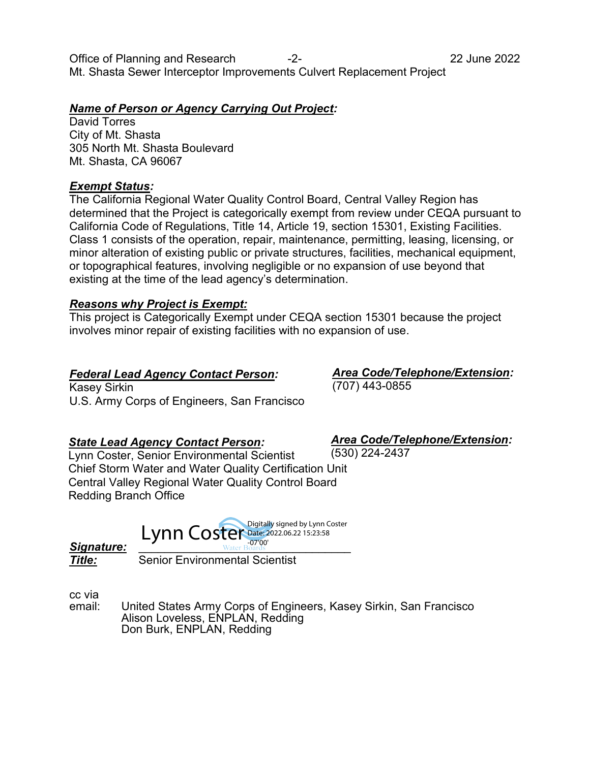***Name of Person or Agency Carrying Out Project:***
David Torres
City of Mt. Shasta
305 North Mt. Shasta Boulevard
Mt. Shasta, CA 96067

***Exempt Status:***
The California Regional Water Quality Control Board, Central Valley Region has determined that the Project is categorically exempt from review under CEQA pursuant to California Code of Regulations, Title 14, Article 19, section 15301, Existing Facilities. Class 1 consists of the operation, repair, maintenance, permitting, leasing, licensing, or minor alteration of existing public or private structures, facilities, mechanical equipment, or topographical features, involving negligible or no expansion of use beyond that existing at the time of the lead agency's determination.

***Reasons why Project is Exempt:***
This project is Categorically Exempt under CEQA section 15301 because the project involves minor repair of existing facilities with no expansion of use.

***Federal Lead Agency Contact Person:***
Kasey Sirkin
U.S. Army Corps of Engineers, San Francisco

***Area Code/Telephone/Extension:***
(707) 443-0855

***State Lead Agency Contact Person:***
Lynn Coster, Senior Environmental Scientist
Chief Storm Water and Water Quality Certification Unit
Central Valley Regional Water Quality Control Board
Redding Branch Office

***Area Code/Telephone/Extension:***
(530) 224-2437

***Signature:*** Lynn Coster
Digitally signed by Lynn Coster
Date: 2022.06.22 15:23:58 -07'00'

***Title:*** Senior Environmental Scientist

cc via email: United States Army Corps of Engineers, Kasey Sirkin, San Francisco
Alison Loveless, ENPLAN, Redding
Don Burk, ENPLAN, Redding